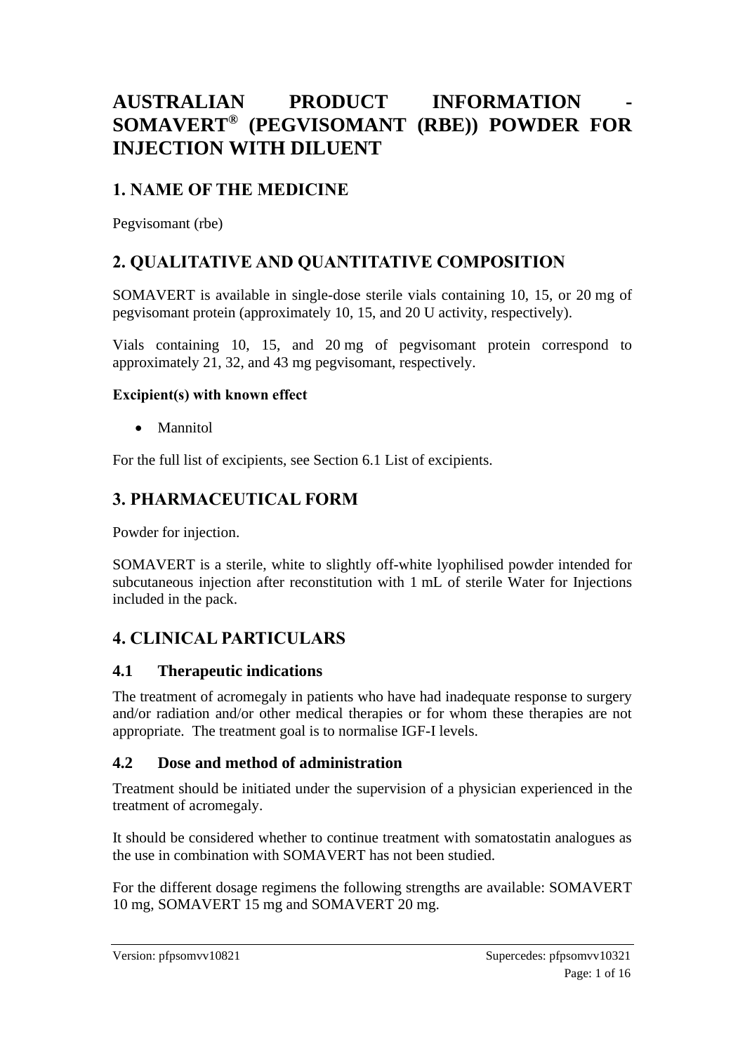# AUSTRALIAN PRODUCT INFORMATION - SOMAVERT® (PEGVISOMANT (RBE)) POWDER FOR INJECTION WITH DILUENT

## 1. NAME OF THE MEDICINE

Pegvisomant (rbe)

## 2. QUALITATIVE AND QUANTITATIVE COMPOSITION

SOMAVERT is available in single-dose sterile vials containing 10, 15, or 20 mg of pegvisomant protein (approximately 10, 15, and 20 U activity, respectively).

Vials containing 10, 15, and 20 mg of pegvisomant protein correspond to approximately 21, 32, and 43 mg pegvisomant, respectively.

**Excipient(s) with known effect**

- Mannitol

For the full list of excipients, see Section 6.1 List of excipients.

## 3. PHARMACEUTICAL FORM

Powder for injection.

SOMAVERT is a sterile, white to slightly off-white lyophilised powder intended for subcutaneous injection after reconstitution with 1 mL of sterile Water for Injections included in the pack.

## 4. CLINICAL PARTICULARS

### 4.1 Therapeutic indications

The treatment of acromegaly in patients who have had inadequate response to surgery and/or radiation and/or other medical therapies or for whom these therapies are not appropriate. The treatment goal is to normalise IGF-I levels.

### 4.2 Dose and method of administration

Treatment should be initiated under the supervision of a physician experienced in the treatment of acromegaly.

It should be considered whether to continue treatment with somatostatin analogues as the use in combination with SOMAVERT has not been studied.

For the different dosage regimens the following strengths are available: SOMAVERT 10 mg, SOMAVERT 15 mg and SOMAVERT 20 mg.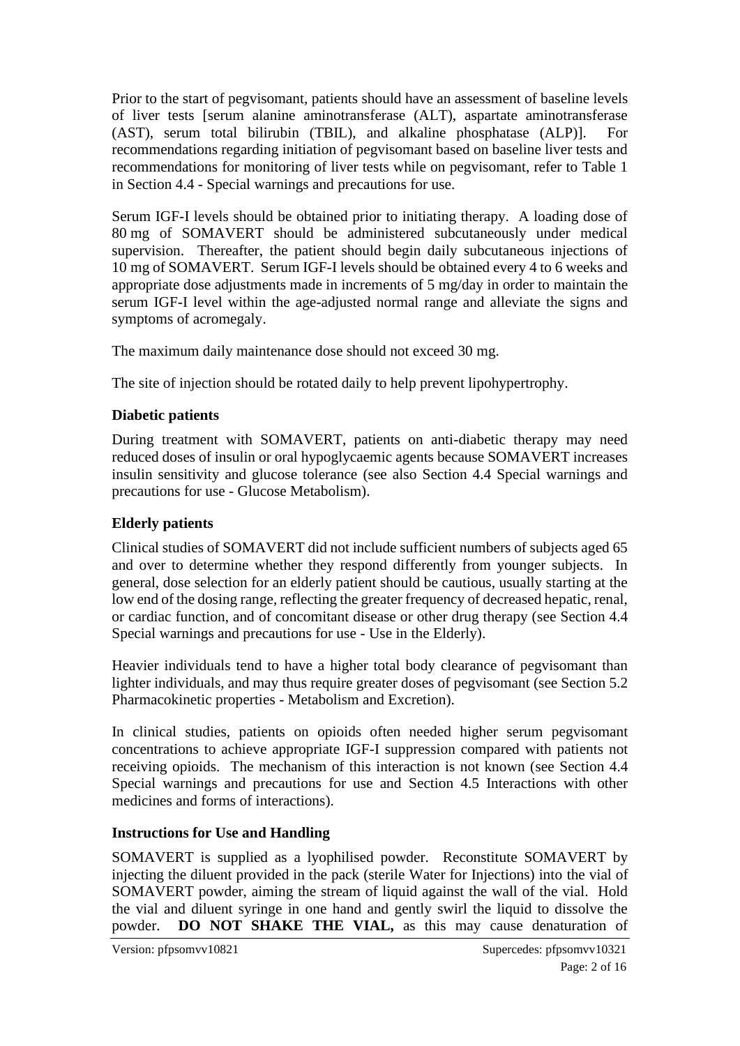Prior to the start of pegvisomant, patients should have an assessment of baseline levels of liver tests [serum alanine aminotransferase (ALT), aspartate aminotransferase (AST), serum total bilirubin (TBIL), and alkaline phosphatase (ALP)]. For recommendations regarding initiation of pegvisomant based on baseline liver tests and recommendations for monitoring of liver tests while on pegvisomant, refer to Table 1 in Section 4.4 - Special warnings and precautions for use.

Serum IGF-I levels should be obtained prior to initiating therapy. A loading dose of 80 mg of SOMAVERT should be administered subcutaneously under medical supervision. Thereafter, the patient should begin daily subcutaneous injections of 10 mg of SOMAVERT. Serum IGF-I levels should be obtained every 4 to 6 weeks and appropriate dose adjustments made in increments of 5 mg/day in order to maintain the serum IGF-I level within the age-adjusted normal range and alleviate the signs and symptoms of acromegaly.

The maximum daily maintenance dose should not exceed 30 mg.

The site of injection should be rotated daily to help prevent lipohypertrophy.

### Diabetic patients

During treatment with SOMAVERT, patients on anti-diabetic therapy may need reduced doses of insulin or oral hypoglycaemic agents because SOMAVERT increases insulin sensitivity and glucose tolerance (see also Section 4.4 Special warnings and precautions for use - Glucose Metabolism).

### Elderly patients

Clinical studies of SOMAVERT did not include sufficient numbers of subjects aged 65 and over to determine whether they respond differently from younger subjects. In general, dose selection for an elderly patient should be cautious, usually starting at the low end of the dosing range, reflecting the greater frequency of decreased hepatic, renal, or cardiac function, and of concomitant disease or other drug therapy (see Section 4.4 Special warnings and precautions for use - Use in the Elderly).

Heavier individuals tend to have a higher total body clearance of pegvisomant than lighter individuals, and may thus require greater doses of pegvisomant (see Section 5.2 Pharmacokinetic properties - Metabolism and Excretion).

In clinical studies, patients on opioids often needed higher serum pegvisomant concentrations to achieve appropriate IGF-I suppression compared with patients not receiving opioids. The mechanism of this interaction is not known (see Section 4.4 Special warnings and precautions for use and Section 4.5 Interactions with other medicines and forms of interactions).

### Instructions for Use and Handling

SOMAVERT is supplied as a lyophilised powder. Reconstitute SOMAVERT by injecting the diluent provided in the pack (sterile Water for Injections) into the vial of SOMAVERT powder, aiming the stream of liquid against the wall of the vial. Hold the vial and diluent syringe in one hand and gently swirl the liquid to dissolve the powder. **DO NOT SHAKE THE VIAL,** as this may cause denaturation of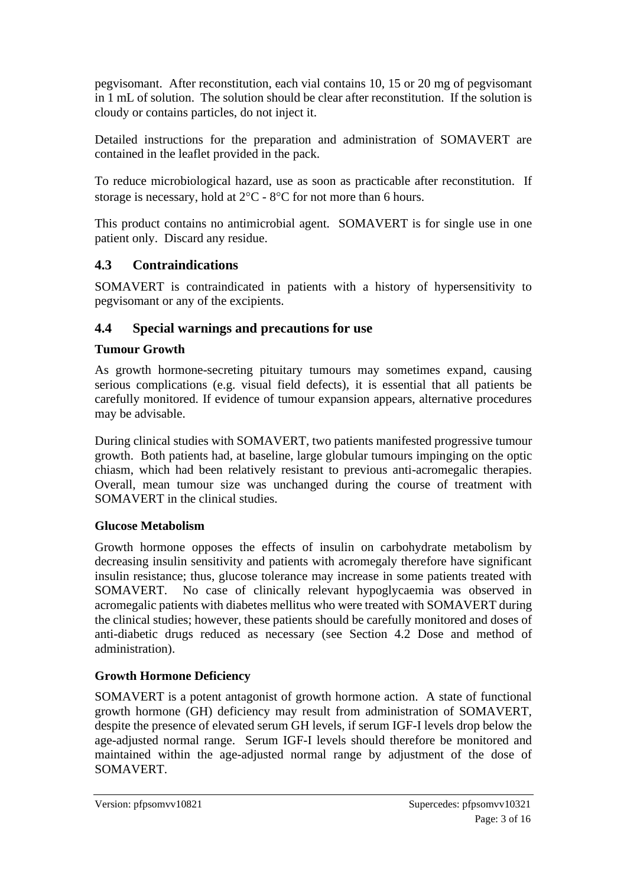pegvisomant. After reconstitution, each vial contains 10, 15 or 20 mg of pegvisomant in 1 mL of solution. The solution should be clear after reconstitution. If the solution is cloudy or contains particles, do not inject it.

Detailed instructions for the preparation and administration of SOMAVERT are contained in the leaflet provided in the pack.

To reduce microbiological hazard, use as soon as practicable after reconstitution. If storage is necessary, hold at 2°C - 8°C for not more than 6 hours.

This product contains no antimicrobial agent. SOMAVERT is for single use in one patient only. Discard any residue.

## 4.3 Contraindications

SOMAVERT is contraindicated in patients with a history of hypersensitivity to pegvisomant or any of the excipients.

## 4.4 Special warnings and precautions for use

### Tumour Growth

As growth hormone-secreting pituitary tumours may sometimes expand, causing serious complications (e.g. visual field defects), it is essential that all patients be carefully monitored. If evidence of tumour expansion appears, alternative procedures may be advisable.

During clinical studies with SOMAVERT, two patients manifested progressive tumour growth. Both patients had, at baseline, large globular tumours impinging on the optic chiasm, which had been relatively resistant to previous anti-acromegalic therapies. Overall, mean tumour size was unchanged during the course of treatment with SOMAVERT in the clinical studies.

### Glucose Metabolism

Growth hormone opposes the effects of insulin on carbohydrate metabolism by decreasing insulin sensitivity and patients with acromegaly therefore have significant insulin resistance; thus, glucose tolerance may increase in some patients treated with SOMAVERT. No case of clinically relevant hypoglycaemia was observed in acromegalic patients with diabetes mellitus who were treated with SOMAVERT during the clinical studies; however, these patients should be carefully monitored and doses of anti-diabetic drugs reduced as necessary (see Section 4.2 Dose and method of administration).

### Growth Hormone Deficiency

SOMAVERT is a potent antagonist of growth hormone action. A state of functional growth hormone (GH) deficiency may result from administration of SOMAVERT, despite the presence of elevated serum GH levels, if serum IGF-I levels drop below the age-adjusted normal range. Serum IGF-I levels should therefore be monitored and maintained within the age-adjusted normal range by adjustment of the dose of SOMAVERT.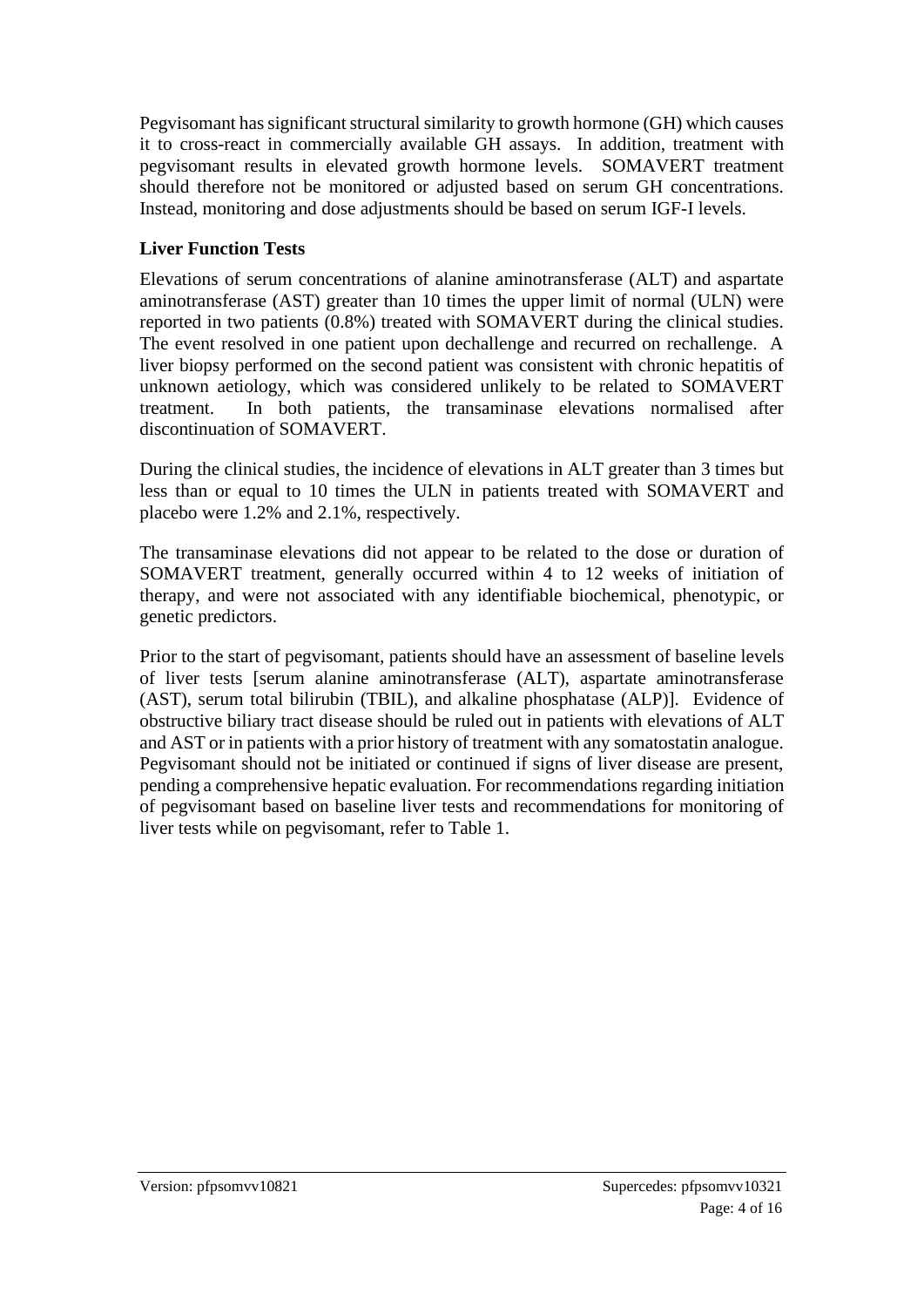Pegvisomant has significant structural similarity to growth hormone (GH) which causes it to cross-react in commercially available GH assays. In addition, treatment with pegvisomant results in elevated growth hormone levels. SOMAVERT treatment should therefore not be monitored or adjusted based on serum GH concentrations. Instead, monitoring and dose adjustments should be based on serum IGF-I levels.

### Liver Function Tests

Elevations of serum concentrations of alanine aminotransferase (ALT) and aspartate aminotransferase (AST) greater than 10 times the upper limit of normal (ULN) were reported in two patients (0.8%) treated with SOMAVERT during the clinical studies. The event resolved in one patient upon dechallenge and recurred on rechallenge. A liver biopsy performed on the second patient was consistent with chronic hepatitis of unknown aetiology, which was considered unlikely to be related to SOMAVERT treatment. In both patients, the transaminase elevations normalised after discontinuation of SOMAVERT.

During the clinical studies, the incidence of elevations in ALT greater than 3 times but less than or equal to 10 times the ULN in patients treated with SOMAVERT and placebo were 1.2% and 2.1%, respectively.

The transaminase elevations did not appear to be related to the dose or duration of SOMAVERT treatment, generally occurred within 4 to 12 weeks of initiation of therapy, and were not associated with any identifiable biochemical, phenotypic, or genetic predictors.

Prior to the start of pegvisomant, patients should have an assessment of baseline levels of liver tests [serum alanine aminotransferase (ALT), aspartate aminotransferase (AST), serum total bilirubin (TBIL), and alkaline phosphatase (ALP)]. Evidence of obstructive biliary tract disease should be ruled out in patients with elevations of ALT and AST or in patients with a prior history of treatment with any somatostatin analogue. Pegvisomant should not be initiated or continued if signs of liver disease are present, pending a comprehensive hepatic evaluation. For recommendations regarding initiation of pegvisomant based on baseline liver tests and recommendations for monitoring of liver tests while on pegvisomant, refer to Table 1.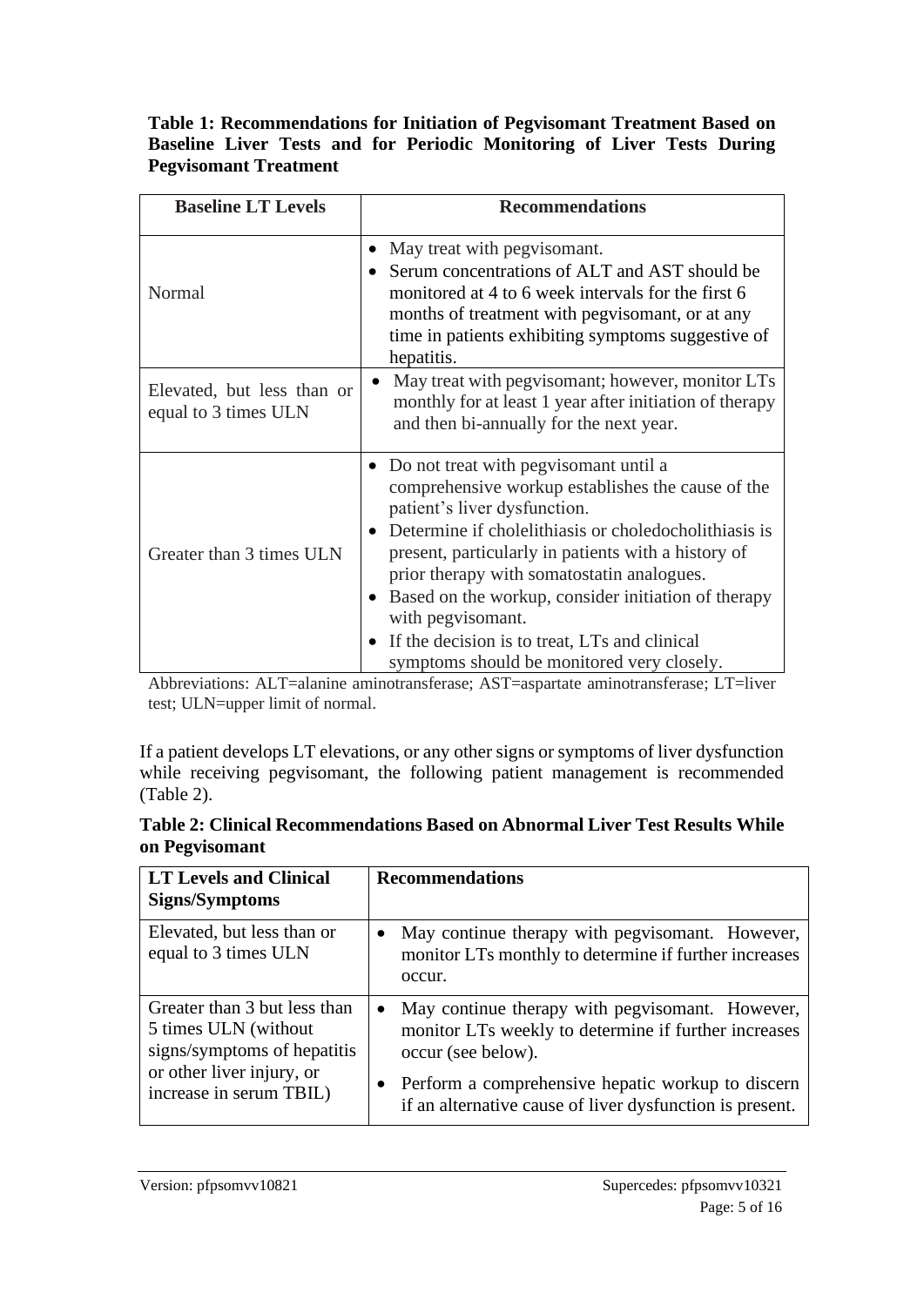**Table 1: Recommendations for Initiation of Pegvisomant Treatment Based on Baseline Liver Tests and for Periodic Monitoring of Liver Tests During Pegvisomant Treatment**

| Baseline LT Levels | Recommendations |
|---|---|
| Normal | • May treat with pegvisomant.<br>• Serum concentrations of ALT and AST should be monitored at 4 to 6 week intervals for the first 6 months of treatment with pegvisomant, or at any time in patients exhibiting symptoms suggestive of hepatitis. |
| Elevated, but less than or equal to 3 times ULN | • May treat with pegvisomant; however, monitor LTs monthly for at least 1 year after initiation of therapy and then bi-annually for the next year. |
| Greater than 3 times ULN | • Do not treat with pegvisomant until a comprehensive workup establishes the cause of the patient's liver dysfunction.<br>• Determine if cholelithiasis or choledocholithiasis is present, particularly in patients with a history of prior therapy with somatostatin analogues.<br>• Based on the workup, consider initiation of therapy with pegvisomant.<br>• If the decision is to treat, LTs and clinical symptoms should be monitored very closely. |

Abbreviations: ALT=alanine aminotransferase; AST=aspartate aminotransferase; LT=liver test; ULN=upper limit of normal.

If a patient develops LT elevations, or any other signs or symptoms of liver dysfunction while receiving pegvisomant, the following patient management is recommended (Table 2).

**Table 2: Clinical Recommendations Based on Abnormal Liver Test Results While on Pegvisomant**

| LT Levels and Clinical Signs/Symptoms | Recommendations |
|---|---|
| Elevated, but less than or equal to 3 times ULN | • May continue therapy with pegvisomant. However, monitor LTs monthly to determine if further increases occur. |
| Greater than 3 but less than 5 times ULN (without signs/symptoms of hepatitis or other liver injury, or increase in serum TBIL) | • May continue therapy with pegvisomant. However, monitor LTs weekly to determine if further increases occur (see below).<br>• Perform a comprehensive hepatic workup to discern if an alternative cause of liver dysfunction is present. |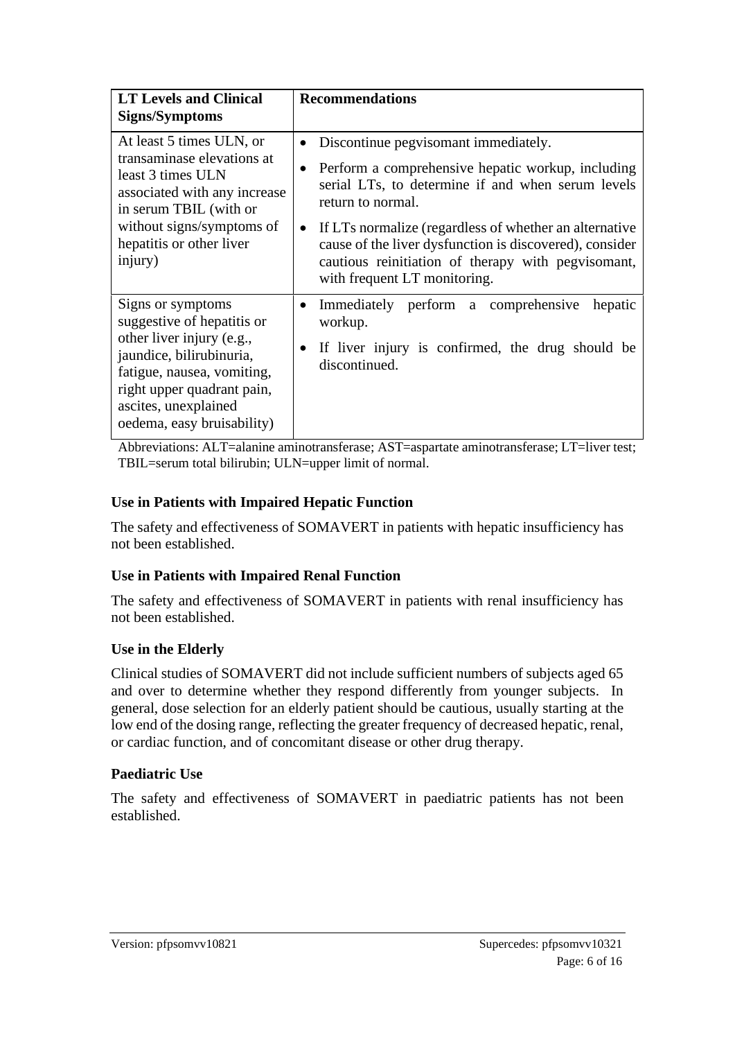| LT Levels and Clinical Signs/Symptoms | Recommendations |
|---|---|
| At least 5 times ULN, or transaminase elevations at least 3 times ULN associated with any increase in serum TBIL (with or without signs/symptoms of hepatitis or other liver injury) | • Discontinue pegvisomant immediately.<br>• Perform a comprehensive hepatic workup, including serial LTs, to determine if and when serum levels return to normal.<br>• If LTs normalize (regardless of whether an alternative cause of the liver dysfunction is discovered), consider cautious reinitiation of therapy with pegvisomant, with frequent LT monitoring. |
| Signs or symptoms suggestive of hepatitis or other liver injury (e.g., jaundice, bilirubinuria, fatigue, nausea, vomiting, right upper quadrant pain, ascites, unexplained oedema, easy bruisability) | • Immediately perform a comprehensive hepatic workup.<br>• If liver injury is confirmed, the drug should be discontinued. |

Abbreviations: ALT=alanine aminotransferase; AST=aspartate aminotransferase; LT=liver test; TBIL=serum total bilirubin; ULN=upper limit of normal.

### Use in Patients with Impaired Hepatic Function

The safety and effectiveness of SOMAVERT in patients with hepatic insufficiency has not been established.

### Use in Patients with Impaired Renal Function

The safety and effectiveness of SOMAVERT in patients with renal insufficiency has not been established.

### Use in the Elderly

Clinical studies of SOMAVERT did not include sufficient numbers of subjects aged 65 and over to determine whether they respond differently from younger subjects. In general, dose selection for an elderly patient should be cautious, usually starting at the low end of the dosing range, reflecting the greater frequency of decreased hepatic, renal, or cardiac function, and of concomitant disease or other drug therapy.

### Paediatric Use

The safety and effectiveness of SOMAVERT in paediatric patients has not been established.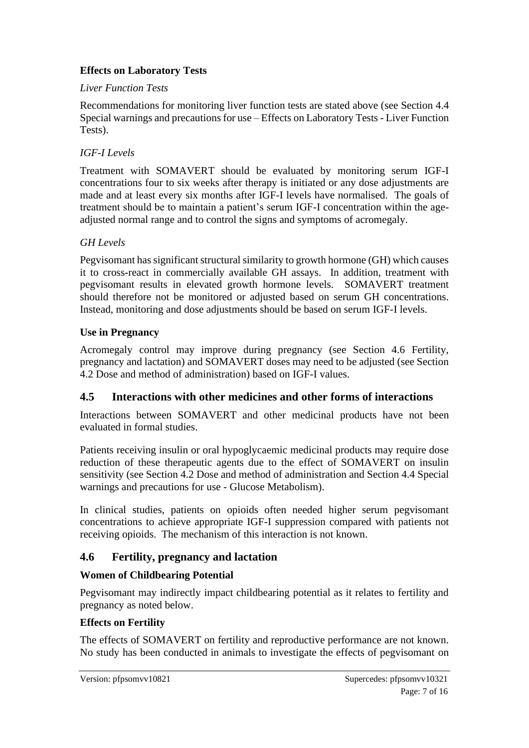**Effects on Laboratory Tests**

*Liver Function Tests*

Recommendations for monitoring liver function tests are stated above (see Section 4.4 Special warnings and precautions for use – Effects on Laboratory Tests - Liver Function Tests).

*IGF-I Levels*

Treatment with SOMAVERT should be evaluated by monitoring serum IGF-I concentrations four to six weeks after therapy is initiated or any dose adjustments are made and at least every six months after IGF-I levels have normalised. The goals of treatment should be to maintain a patient's serum IGF-I concentration within the age-adjusted normal range and to control the signs and symptoms of acromegaly.

*GH Levels*

Pegvisomant has significant structural similarity to growth hormone (GH) which causes it to cross-react in commercially available GH assays. In addition, treatment with pegvisomant results in elevated growth hormone levels. SOMAVERT treatment should therefore not be monitored or adjusted based on serum GH concentrations. Instead, monitoring and dose adjustments should be based on serum IGF-I levels.

**Use in Pregnancy**

Acromegaly control may improve during pregnancy (see Section 4.6 Fertility, pregnancy and lactation) and SOMAVERT doses may need to be adjusted (see Section 4.2 Dose and method of administration) based on IGF-I values.

## 4.5 Interactions with other medicines and other forms of interactions

Interactions between SOMAVERT and other medicinal products have not been evaluated in formal studies.

Patients receiving insulin or oral hypoglycaemic medicinal products may require dose reduction of these therapeutic agents due to the effect of SOMAVERT on insulin sensitivity (see Section 4.2 Dose and method of administration and Section 4.4 Special warnings and precautions for use - Glucose Metabolism).

In clinical studies, patients on opioids often needed higher serum pegvisomant concentrations to achieve appropriate IGF-I suppression compared with patients not receiving opioids. The mechanism of this interaction is not known.

## 4.6 Fertility, pregnancy and lactation

**Women of Childbearing Potential**

Pegvisomant may indirectly impact childbearing potential as it relates to fertility and pregnancy as noted below.

**Effects on Fertility**

The effects of SOMAVERT on fertility and reproductive performance are not known. No study has been conducted in animals to investigate the effects of pegvisomant on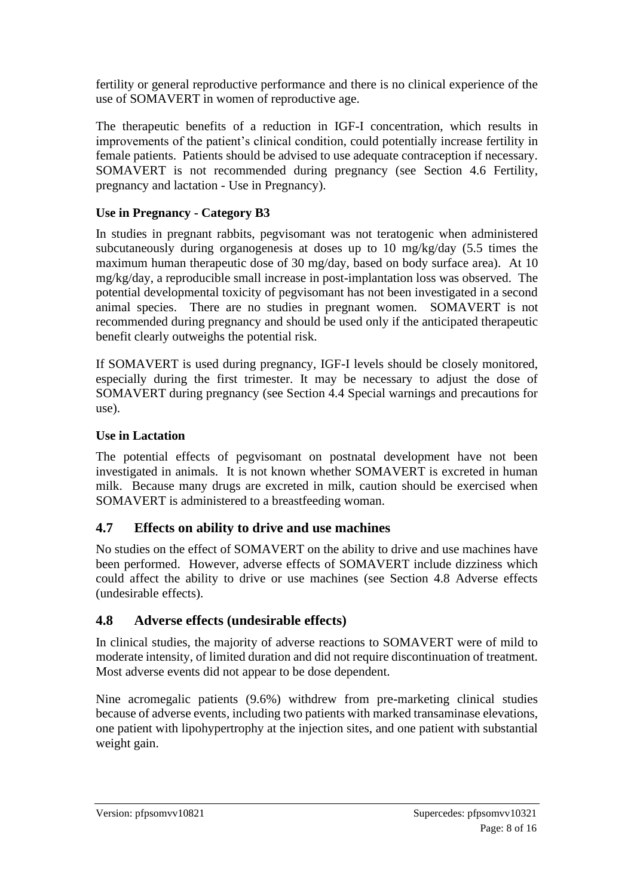fertility or general reproductive performance and there is no clinical experience of the use of SOMAVERT in women of reproductive age.

The therapeutic benefits of a reduction in IGF-I concentration, which results in improvements of the patient's clinical condition, could potentially increase fertility in female patients. Patients should be advised to use adequate contraception if necessary. SOMAVERT is not recommended during pregnancy (see Section 4.6 Fertility, pregnancy and lactation - Use in Pregnancy).

**Use in Pregnancy - Category B3**

In studies in pregnant rabbits, pegvisomant was not teratogenic when administered subcutaneously during organogenesis at doses up to 10 mg/kg/day (5.5 times the maximum human therapeutic dose of 30 mg/day, based on body surface area). At 10 mg/kg/day, a reproducible small increase in post-implantation loss was observed. The potential developmental toxicity of pegvisomant has not been investigated in a second animal species. There are no studies in pregnant women. SOMAVERT is not recommended during pregnancy and should be used only if the anticipated therapeutic benefit clearly outweighs the potential risk.

If SOMAVERT is used during pregnancy, IGF-I levels should be closely monitored, especially during the first trimester. It may be necessary to adjust the dose of SOMAVERT during pregnancy (see Section 4.4 Special warnings and precautions for use).

**Use in Lactation**

The potential effects of pegvisomant on postnatal development have not been investigated in animals. It is not known whether SOMAVERT is excreted in human milk. Because many drugs are excreted in milk, caution should be exercised when SOMAVERT is administered to a breastfeeding woman.

## 4.7 Effects on ability to drive and use machines

No studies on the effect of SOMAVERT on the ability to drive and use machines have been performed. However, adverse effects of SOMAVERT include dizziness which could affect the ability to drive or use machines (see Section 4.8 Adverse effects (undesirable effects).

## 4.8 Adverse effects (undesirable effects)

In clinical studies, the majority of adverse reactions to SOMAVERT were of mild to moderate intensity, of limited duration and did not require discontinuation of treatment. Most adverse events did not appear to be dose dependent.

Nine acromegalic patients (9.6%) withdrew from pre-marketing clinical studies because of adverse events, including two patients with marked transaminase elevations, one patient with lipohypertrophy at the injection sites, and one patient with substantial weight gain.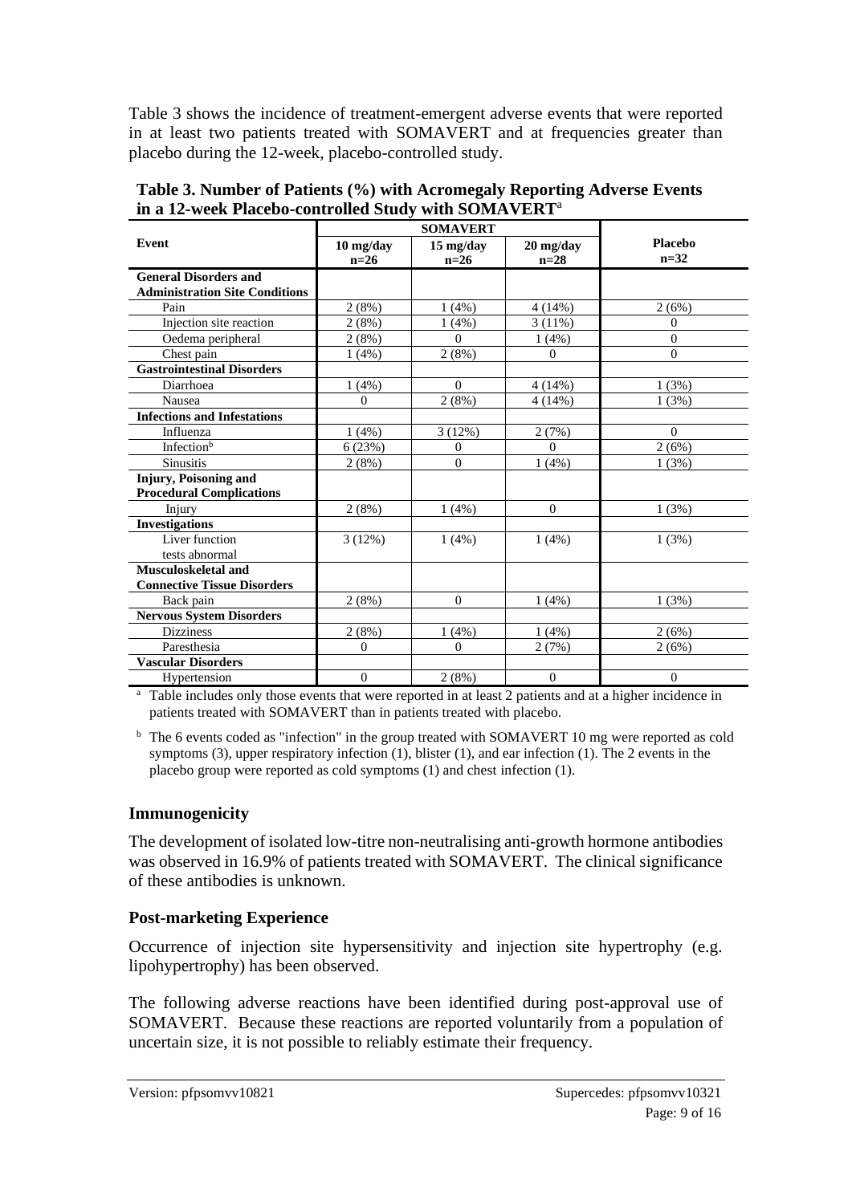Table 3 shows the incidence of treatment-emergent adverse events that were reported in at least two patients treated with SOMAVERT and at frequencies greater than placebo during the 12-week, placebo-controlled study.

**Table 3. Number of Patients (%) with Acromegaly Reporting Adverse Events in a 12-week Placebo-controlled Study with SOMAVERT[a]**

| Event | SOMAVERT | | | Placebo n=32 |
|---|---|---|---|---|
| | 10 mg/day n=26 | 15 mg/day n=26 | 20 mg/day n=28 | |
| **General Disorders and Administration Site Conditions** | | | | |
| Pain | 2 (8%) | 1 (4%) | 4 (14%) | 2 (6%) |
| Injection site reaction | 2 (8%) | 1 (4%) | 3 (11%) | 0 |
| Oedema peripheral | 2 (8%) | 0 | 1 (4%) | 0 |
| Chest pain | 1 (4%) | 2 (8%) | 0 | 0 |
| **Gastrointestinal Disorders** | | | | |
| Diarrhoea | 1 (4%) | 0 | 4 (14%) | 1 (3%) |
| Nausea | 0 | 2 (8%) | 4 (14%) | 1 (3%) |
| **Infections and Infestations** | | | | |
| Influenza | 1 (4%) | 3 (12%) | 2 (7%) | 0 |
| Infection[b] | 6 (23%) | 0 | 0 | 2 (6%) |
| Sinusitis | 2 (8%) | 0 | 1 (4%) | 1 (3%) |
| **Injury, Poisoning and Procedural Complications** | | | | |
| Injury | 2 (8%) | 1 (4%) | 0 | 1 (3%) |
| **Investigations** | | | | |
| Liver function tests abnormal | 3 (12%) | 1 (4%) | 1 (4%) | 1 (3%) |
| **Musculoskeletal and Connective Tissue Disorders** | | | | |
| Back pain | 2 (8%) | 0 | 1 (4%) | 1 (3%) |
| **Nervous System Disorders** | | | | |
| Dizziness | 2 (8%) | 1 (4%) | 1 (4%) | 2 (6%) |
| Paresthesia | 0 | 0 | 2 (7%) | 2 (6%) |
| **Vascular Disorders** | | | | |
| Hypertension | 0 | 2 (8%) | 0 | 0 |

[a] Table includes only those events that were reported in at least 2 patients and at a higher incidence in patients treated with SOMAVERT than in patients treated with placebo.

[b] The 6 events coded as "infection" in the group treated with SOMAVERT 10 mg were reported as cold symptoms (3), upper respiratory infection (1), blister (1), and ear infection (1). The 2 events in the placebo group were reported as cold symptoms (1) and chest infection (1).

### Immunogenicity

The development of isolated low-titre non-neutralising anti-growth hormone antibodies was observed in 16.9% of patients treated with SOMAVERT. The clinical significance of these antibodies is unknown.

### Post-marketing Experience

Occurrence of injection site hypersensitivity and injection site hypertrophy (e.g. lipohypertrophy) has been observed.

The following adverse reactions have been identified during post-approval use of SOMAVERT. Because these reactions are reported voluntarily from a population of uncertain size, it is not possible to reliably estimate their frequency.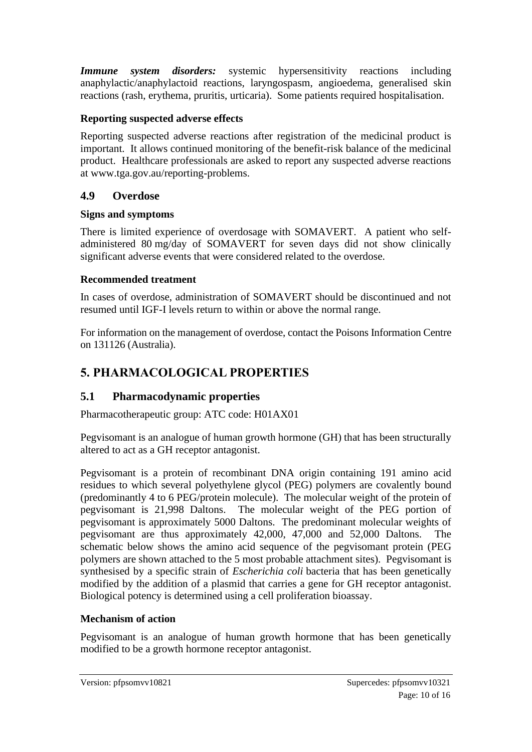***Immune system disorders:*** systemic hypersensitivity reactions including anaphylactic/anaphylactoid reactions, laryngospasm, angioedema, generalised skin reactions (rash, erythema, pruritis, urticaria). Some patients required hospitalisation.

**Reporting suspected adverse effects**

Reporting suspected adverse reactions after registration of the medicinal product is important. It allows continued monitoring of the benefit-risk balance of the medicinal product. Healthcare professionals are asked to report any suspected adverse reactions at www.tga.gov.au/reporting-problems.

## 4.9 Overdose

**Signs and symptoms**

There is limited experience of overdosage with SOMAVERT. A patient who self-administered 80 mg/day of SOMAVERT for seven days did not show clinically significant adverse events that were considered related to the overdose.

**Recommended treatment**

In cases of overdose, administration of SOMAVERT should be discontinued and not resumed until IGF-I levels return to within or above the normal range.

For information on the management of overdose, contact the Poisons Information Centre on 131126 (Australia).

# 5. PHARMACOLOGICAL PROPERTIES

## 5.1 Pharmacodynamic properties

Pharmacotherapeutic group: ATC code: H01AX01

Pegvisomant is an analogue of human growth hormone (GH) that has been structurally altered to act as a GH receptor antagonist.

Pegvisomant is a protein of recombinant DNA origin containing 191 amino acid residues to which several polyethylene glycol (PEG) polymers are covalently bound (predominantly 4 to 6 PEG/protein molecule). The molecular weight of the protein of pegvisomant is 21,998 Daltons. The molecular weight of the PEG portion of pegvisomant is approximately 5000 Daltons. The predominant molecular weights of pegvisomant are thus approximately 42,000, 47,000 and 52,000 Daltons. The schematic below shows the amino acid sequence of the pegvisomant protein (PEG polymers are shown attached to the 5 most probable attachment sites). Pegvisomant is synthesised by a specific strain of *Escherichia coli* bacteria that has been genetically modified by the addition of a plasmid that carries a gene for GH receptor antagonist. Biological potency is determined using a cell proliferation bioassay.

**Mechanism of action**

Pegvisomant is an analogue of human growth hormone that has been genetically modified to be a growth hormone receptor antagonist.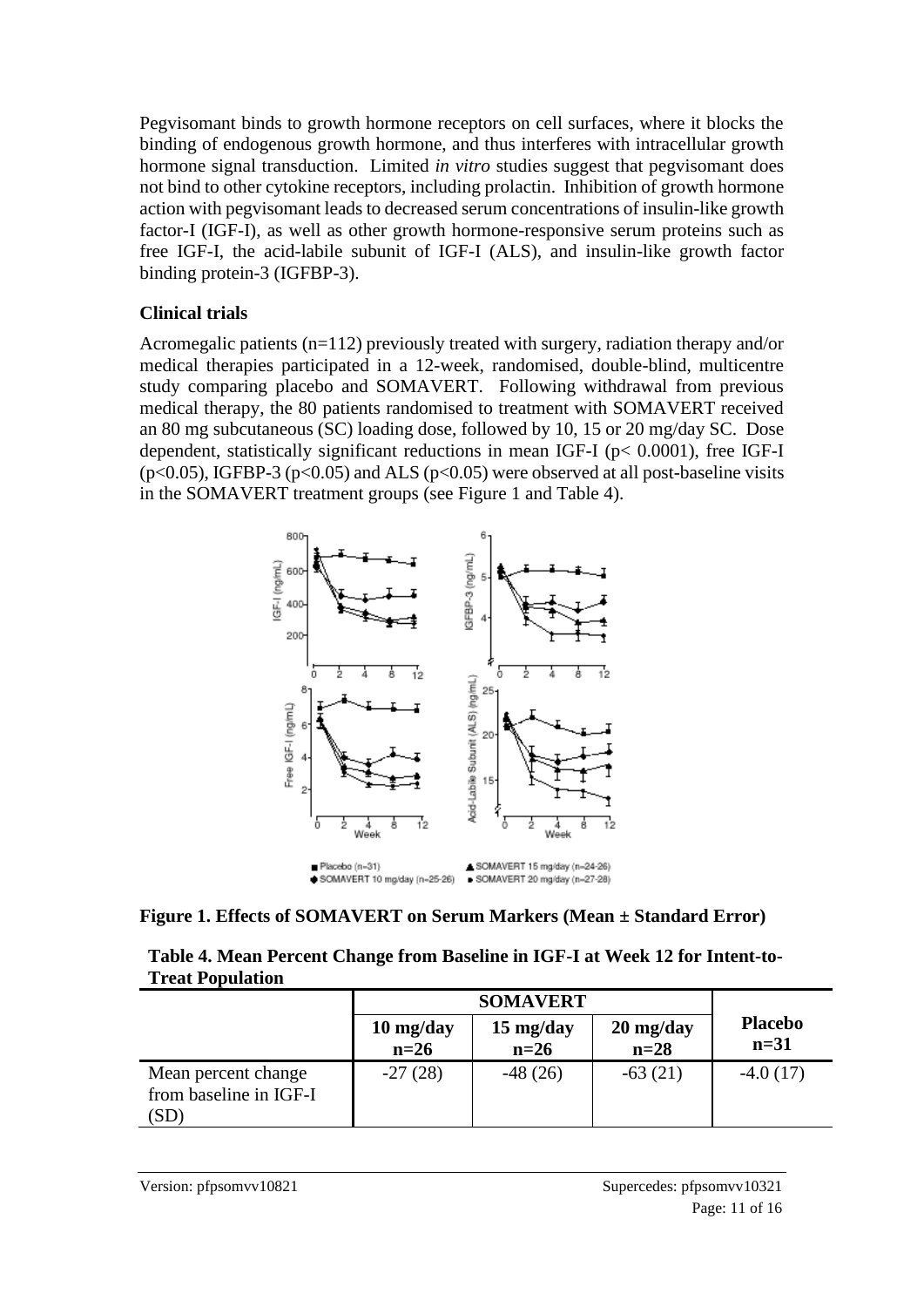Pegvisomant binds to growth hormone receptors on cell surfaces, where it blocks the binding of endogenous growth hormone, and thus interferes with intracellular growth hormone signal transduction. Limited *in vitro* studies suggest that pegvisomant does not bind to other cytokine receptors, including prolactin. Inhibition of growth hormone action with pegvisomant leads to decreased serum concentrations of insulin-like growth factor-I (IGF-I), as well as other growth hormone-responsive serum proteins such as free IGF-I, the acid-labile subunit of IGF-I (ALS), and insulin-like growth factor binding protein-3 (IGFBP-3).

### Clinical trials

Acromegalic patients (n=112) previously treated with surgery, radiation therapy and/or medical therapies participated in a 12-week, randomised, double-blind, multicentre study comparing placebo and SOMAVERT. Following withdrawal from previous medical therapy, the 80 patients randomised to treatment with SOMAVERT received an 80 mg subcutaneous (SC) loading dose, followed by 10, 15 or 20 mg/day SC. Dose dependent, statistically significant reductions in mean IGF-I ($p < 0.0001$), free IGF-I ($p<0.05$), IGFBP-3 ($p<0.05$) and ALS ($p<0.05$) were observed at all post-baseline visits in the SOMAVERT treatment groups (see Figure 1 and Table 4).

**Figure 1. Effects of SOMAVERT on Serum Markers (Mean ± Standard Error)**

**Table 4. Mean Percent Change from Baseline in IGF-I at Week 12 for Intent-to-Treat Population**

| | SOMAVERT | | | Placebo n=31 |
|---|---|---|---|---|
| | 10 mg/day n=26 | 15 mg/day n=26 | 20 mg/day n=28 | |
| Mean percent change from baseline in IGF-I (SD) | -27 (28) | -48 (26) | -63 (21) | -4.0 (17) |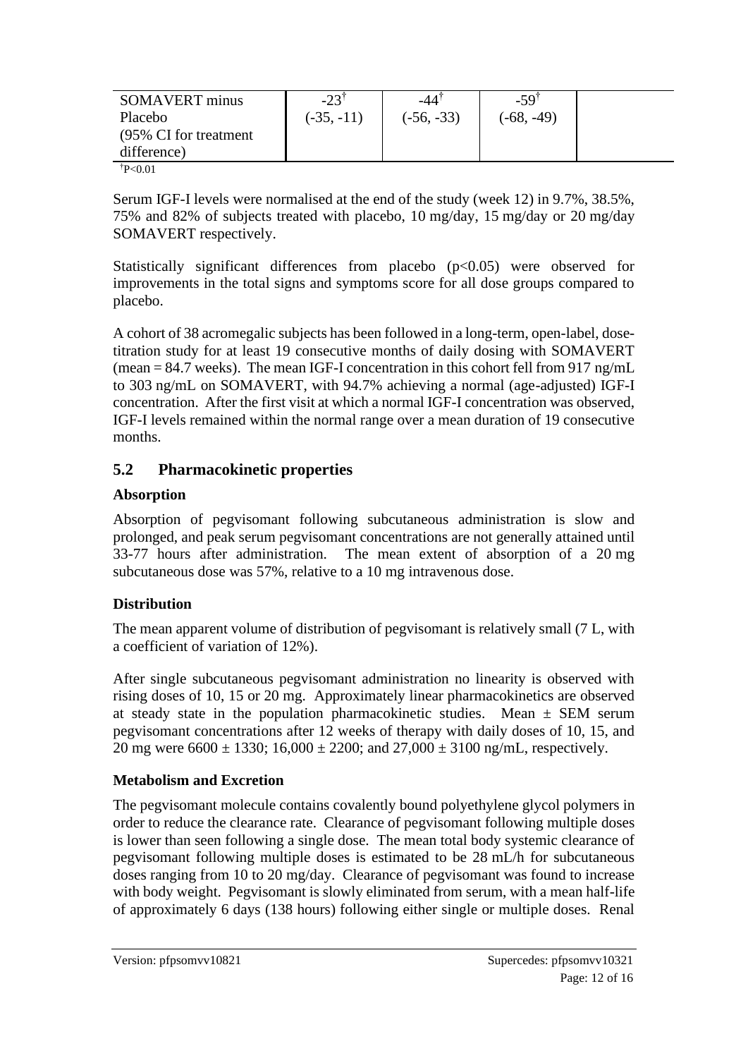| SOMAVERT minus Placebo (95% CI for treatment difference) | -23[†] (-35, -11) | -44[†] (-56, -33) | -59[†] (-68, -49) | |
|---|---|---|---|---|

[†]P<0.01

Serum IGF-I levels were normalised at the end of the study (week 12) in 9.7%, 38.5%, 75% and 82% of subjects treated with placebo, 10 mg/day, 15 mg/day or 20 mg/day SOMAVERT respectively.

Statistically significant differences from placebo ($p<0.05$) were observed for improvements in the total signs and symptoms score for all dose groups compared to placebo.

A cohort of 38 acromegalic subjects has been followed in a long-term, open-label, dose-titration study for at least 19 consecutive months of daily dosing with SOMAVERT (mean = 84.7 weeks). The mean IGF-I concentration in this cohort fell from 917 ng/mL to 303 ng/mL on SOMAVERT, with 94.7% achieving a normal (age-adjusted) IGF-I concentration. After the first visit at which a normal IGF-I concentration was observed, IGF-I levels remained within the normal range over a mean duration of 19 consecutive months.

## 5.2 Pharmacokinetic properties

### Absorption

Absorption of pegvisomant following subcutaneous administration is slow and prolonged, and peak serum pegvisomant concentrations are not generally attained until 33-77 hours after administration. The mean extent of absorption of a 20 mg subcutaneous dose was 57%, relative to a 10 mg intravenous dose.

### Distribution

The mean apparent volume of distribution of pegvisomant is relatively small (7 L, with a coefficient of variation of 12%).

After single subcutaneous pegvisomant administration no linearity is observed with rising doses of 10, 15 or 20 mg. Approximately linear pharmacokinetics are observed at steady state in the population pharmacokinetic studies. Mean ± SEM serum pegvisomant concentrations after 12 weeks of therapy with daily doses of 10, 15, and 20 mg were 6600 ± 1330; 16,000 ± 2200; and 27,000 ± 3100 ng/mL, respectively.

### Metabolism and Excretion

The pegvisomant molecule contains covalently bound polyethylene glycol polymers in order to reduce the clearance rate. Clearance of pegvisomant following multiple doses is lower than seen following a single dose. The mean total body systemic clearance of pegvisomant following multiple doses is estimated to be 28 mL/h for subcutaneous doses ranging from 10 to 20 mg/day. Clearance of pegvisomant was found to increase with body weight. Pegvisomant is slowly eliminated from serum, with a mean half-life of approximately 6 days (138 hours) following either single or multiple doses. Renal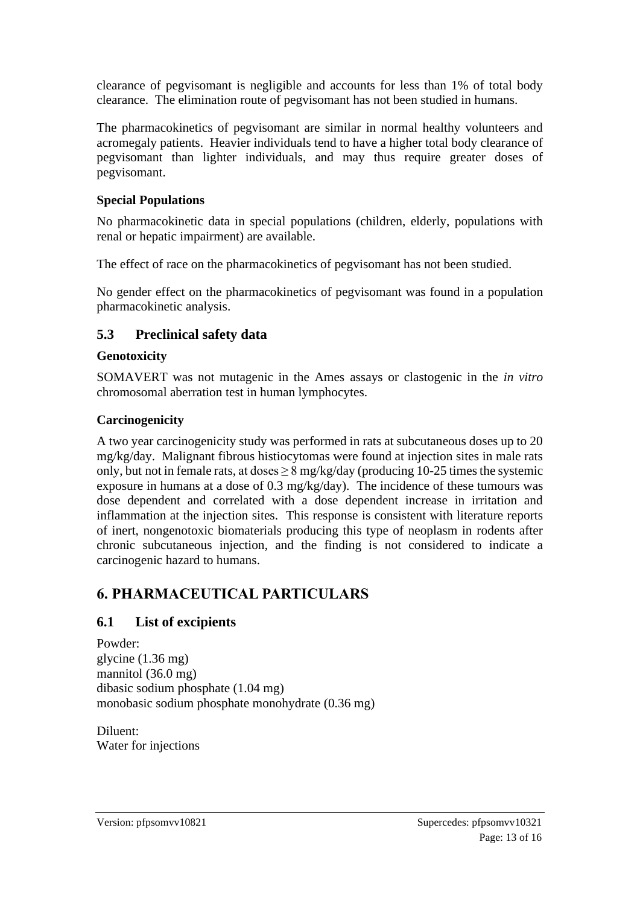clearance of pegvisomant is negligible and accounts for less than 1% of total body clearance. The elimination route of pegvisomant has not been studied in humans.

The pharmacokinetics of pegvisomant are similar in normal healthy volunteers and acromegaly patients. Heavier individuals tend to have a higher total body clearance of pegvisomant than lighter individuals, and may thus require greater doses of pegvisomant.

**Special Populations**

No pharmacokinetic data in special populations (children, elderly, populations with renal or hepatic impairment) are available.

The effect of race on the pharmacokinetics of pegvisomant has not been studied.

No gender effect on the pharmacokinetics of pegvisomant was found in a population pharmacokinetic analysis.

### 5.3 Preclinical safety data

**Genotoxicity**

SOMAVERT was not mutagenic in the Ames assays or clastogenic in the *in vitro* chromosomal aberration test in human lymphocytes.

**Carcinogenicity**

A two year carcinogenicity study was performed in rats at subcutaneous doses up to 20 mg/kg/day. Malignant fibrous histiocytomas were found at injection sites in male rats only, but not in female rats, at doses $\geq$ 8 mg/kg/day (producing 10-25 times the systemic exposure in humans at a dose of 0.3 mg/kg/day). The incidence of these tumours was dose dependent and correlated with a dose dependent increase in irritation and inflammation at the injection sites. This response is consistent with literature reports of inert, nongenotoxic biomaterials producing this type of neoplasm in rodents after chronic subcutaneous injection, and the finding is not considered to indicate a carcinogenic hazard to humans.

## 6. PHARMACEUTICAL PARTICULARS

### 6.1 List of excipients

Powder:
glycine (1.36 mg)
mannitol (36.0 mg)
dibasic sodium phosphate (1.04 mg)
monobasic sodium phosphate monohydrate (0.36 mg)

Diluent:
Water for injections

Version: pfpsomvv10821 Supercedes: pfpsomvv10321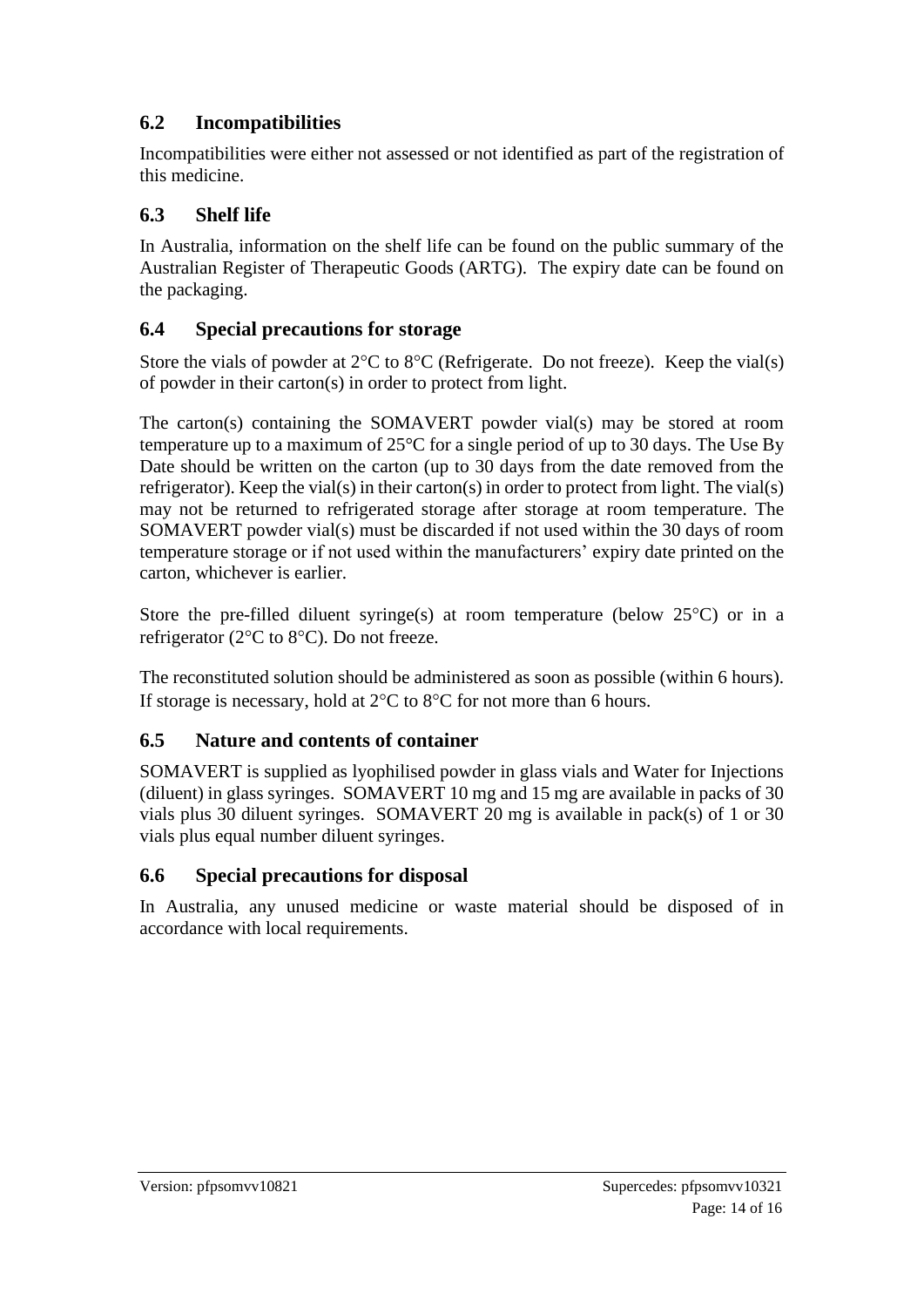## 6.2 Incompatibilities

Incompatibilities were either not assessed or not identified as part of the registration of this medicine.

## 6.3 Shelf life

In Australia, information on the shelf life can be found on the public summary of the Australian Register of Therapeutic Goods (ARTG). The expiry date can be found on the packaging.

## 6.4 Special precautions for storage

Store the vials of powder at 2°C to 8°C (Refrigerate. Do not freeze). Keep the vial(s) of powder in their carton(s) in order to protect from light.

The carton(s) containing the SOMAVERT powder vial(s) may be stored at room temperature up to a maximum of 25°C for a single period of up to 30 days. The Use By Date should be written on the carton (up to 30 days from the date removed from the refrigerator). Keep the vial(s) in their carton(s) in order to protect from light. The vial(s) may not be returned to refrigerated storage after storage at room temperature. The SOMAVERT powder vial(s) must be discarded if not used within the 30 days of room temperature storage or if not used within the manufacturers' expiry date printed on the carton, whichever is earlier.

Store the pre-filled diluent syringe(s) at room temperature (below 25°C) or in a refrigerator (2°C to 8°C). Do not freeze.

The reconstituted solution should be administered as soon as possible (within 6 hours). If storage is necessary, hold at 2°C to 8°C for not more than 6 hours.

## 6.5 Nature and contents of container

SOMAVERT is supplied as lyophilised powder in glass vials and Water for Injections (diluent) in glass syringes. SOMAVERT 10 mg and 15 mg are available in packs of 30 vials plus 30 diluent syringes. SOMAVERT 20 mg is available in pack(s) of 1 or 30 vials plus equal number diluent syringes.

## 6.6 Special precautions for disposal

In Australia, any unused medicine or waste material should be disposed of in accordance with local requirements.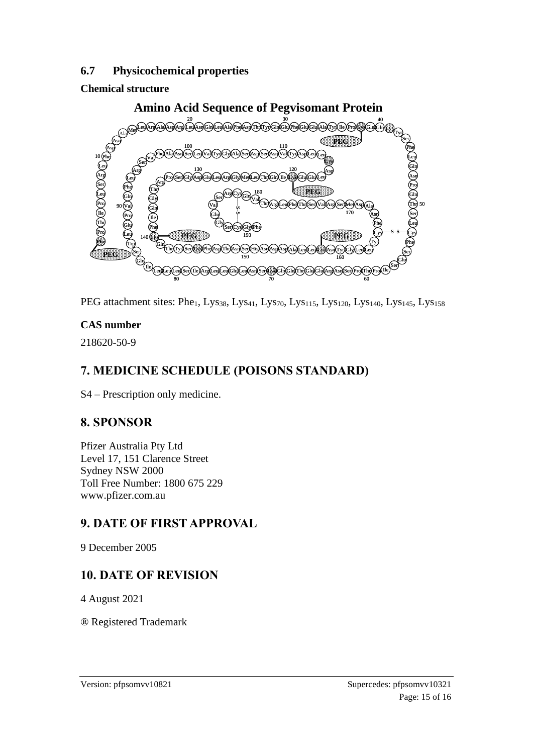### 6.7 Physicochemical properties

**Chemical structure**

**Amino Acid Sequence of Pegvisomant Protein**

PEG attachment sites: $Phe_1$, $Lys_{38}$, $Lys_{41}$, $Lys_{70}$, $Lys_{115}$, $Lys_{120}$, $Lys_{140}$, $Lys_{145}$, $Lys_{158}$

**CAS number**

218620-50-9

## 7. MEDICINE SCHEDULE (POISONS STANDARD)

S4 – Prescription only medicine.

## 8. SPONSOR

Pfizer Australia Pty Ltd
Level 17, 151 Clarence Street
Sydney NSW 2000
Toll Free Number: 1800 675 229
www.pfizer.com.au

## 9. DATE OF FIRST APPROVAL

9 December 2005

## 10. DATE OF REVISION

4 August 2021

® Registered Trademark

Version: pfpsomvv10821 Supercedes: pfpsomvv10321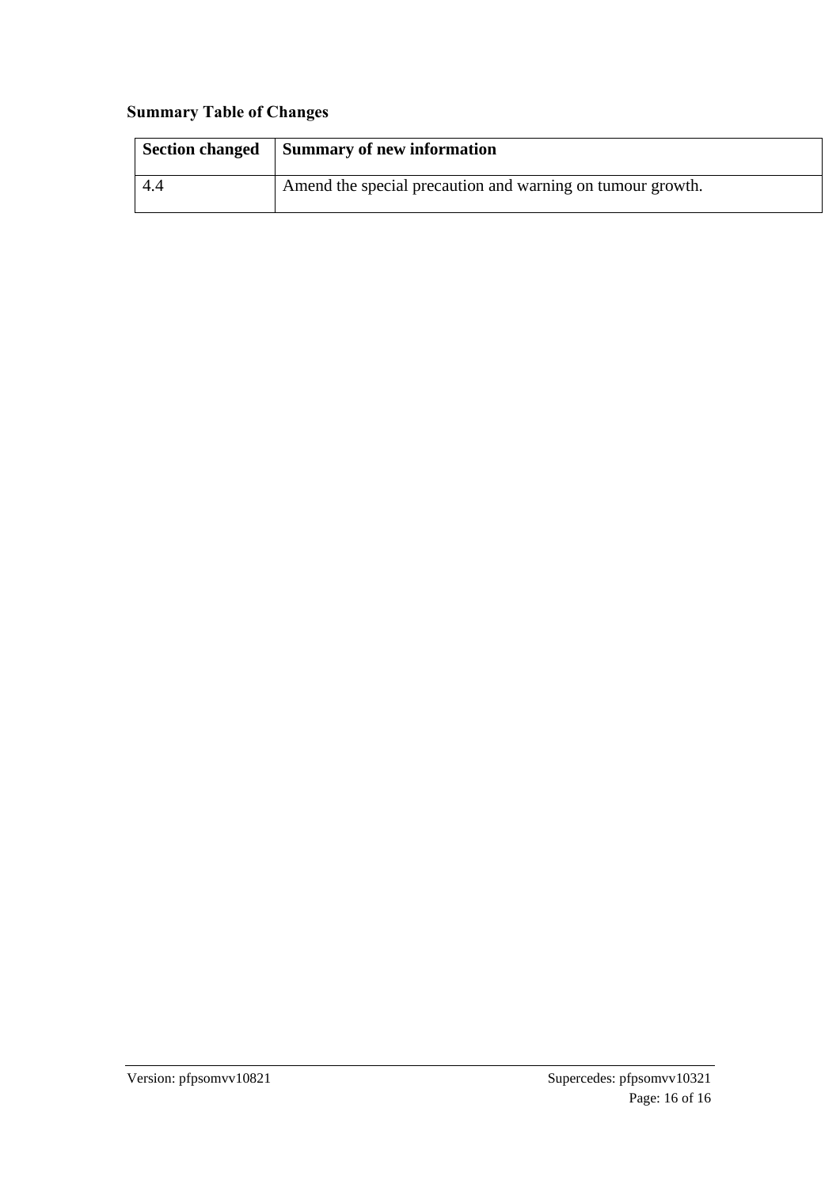## Summary Table of Changes

| Section changed | Summary of new information |
|---|---|
| 4.4 | Amend the special precaution and warning on tumour growth. |